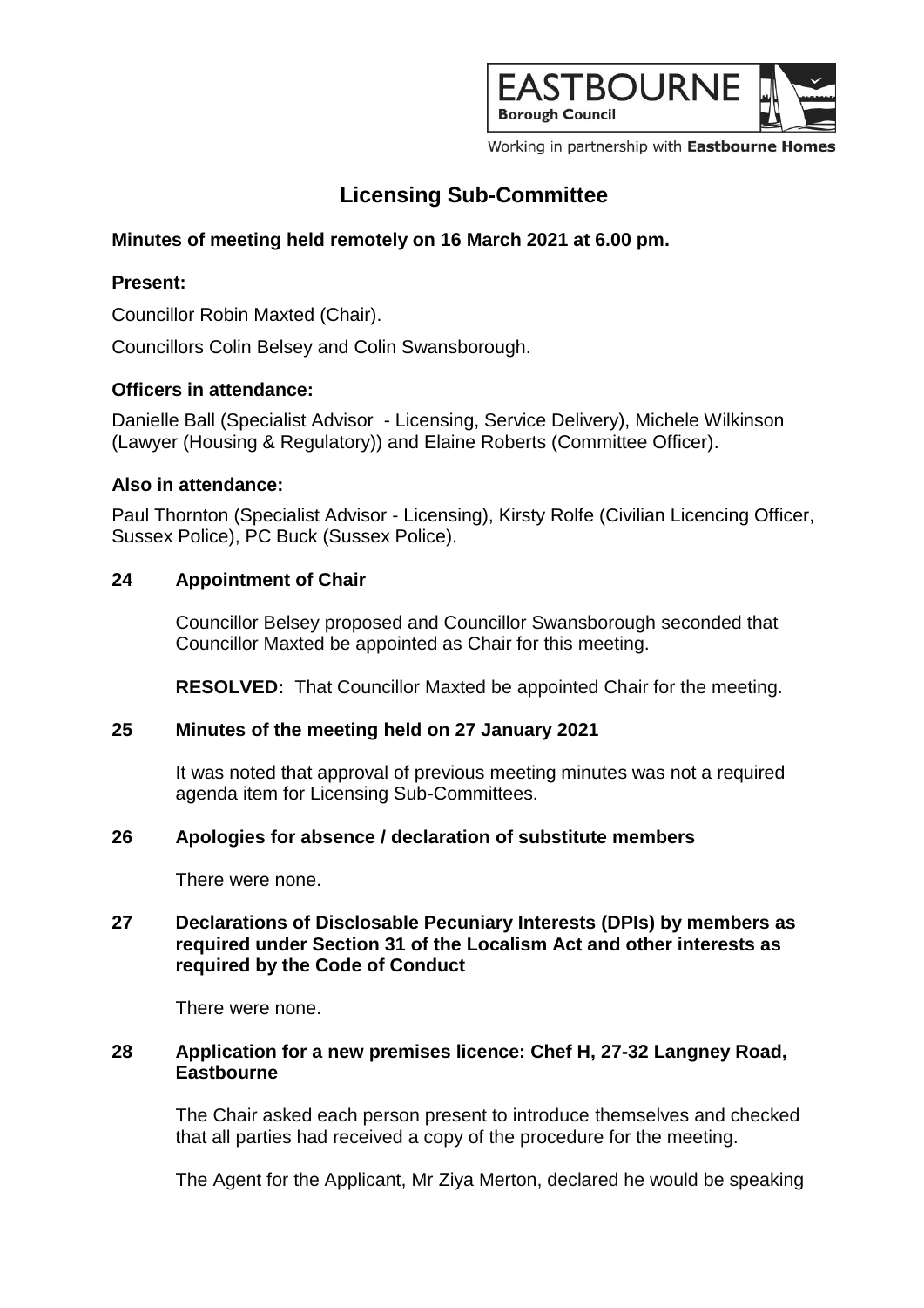EASTBOURNE Borough Council

Working in partnership with **Eastbourne Homes**

# Licensing Sub-Committee

**Minutes of meeting held remotely on 16 March 2021 at 6.00 pm.**

**Present:**

Councillor Robin Maxted (Chair).

Councillors Colin Belsey and Colin Swansborough.

**Officers in attendance:**

Danielle Ball (Specialist Advisor - Licensing, Service Delivery), Michele Wilkinson (Lawyer (Housing & Regulatory)) and Elaine Roberts (Committee Officer).

**Also in attendance:**

Paul Thornton (Specialist Advisor - Licensing), Kirsty Rolfe (Civilian Licencing Officer, Sussex Police), PC Buck (Sussex Police).

**24 Appointment of Chair**

Councillor Belsey proposed and Councillor Swansborough seconded that Councillor Maxted be appointed as Chair for this meeting.

**RESOLVED:** That Councillor Maxted be appointed Chair for the meeting.

**25 Minutes of the meeting held on 27 January 2021**

It was noted that approval of previous meeting minutes was not a required agenda item for Licensing Sub-Committees.

**26 Apologies for absence / declaration of substitute members**

There were none.

**27 Declarations of Disclosable Pecuniary Interests (DPIs) by members as required under Section 31 of the Localism Act and other interests as required by the Code of Conduct**

There were none.

**28 Application for a new premises licence: Chef H, 27-32 Langney Road, Eastbourne**

The Chair asked each person present to introduce themselves and checked that all parties had received a copy of the procedure for the meeting.

The Agent for the Applicant, Mr Ziya Merton, declared he would be speaking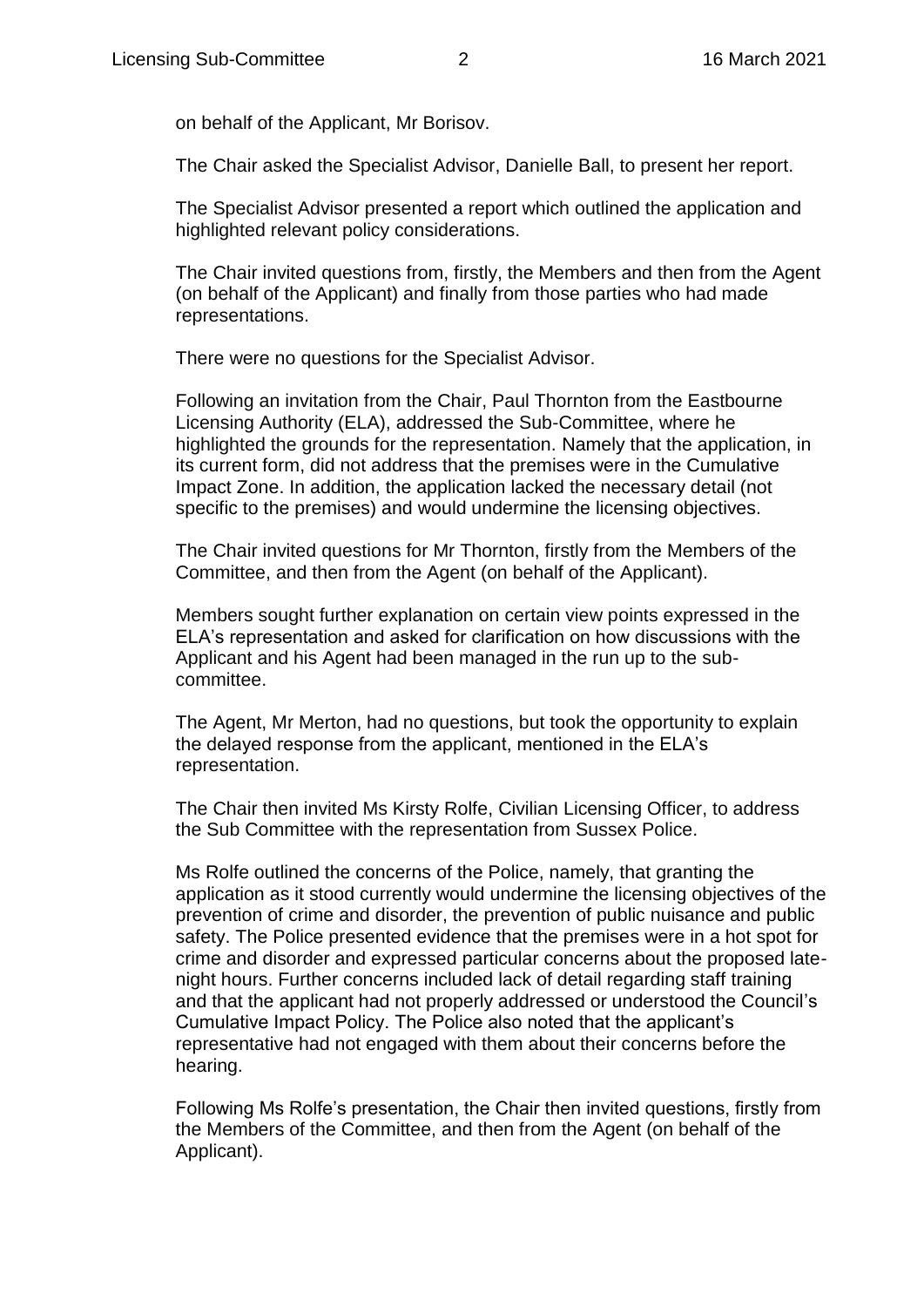on behalf of the Applicant, Mr Borisov.

The Chair asked the Specialist Advisor, Danielle Ball, to present her report.

The Specialist Advisor presented a report which outlined the application and highlighted relevant policy considerations.

The Chair invited questions from, firstly, the Members and then from the Agent (on behalf of the Applicant) and finally from those parties who had made representations.

There were no questions for the Specialist Advisor.

Following an invitation from the Chair, Paul Thornton from the Eastbourne Licensing Authority (ELA), addressed the Sub-Committee, where he highlighted the grounds for the representation. Namely that the application, in its current form, did not address that the premises were in the Cumulative Impact Zone. In addition, the application lacked the necessary detail (not specific to the premises) and would undermine the licensing objectives.

The Chair invited questions for Mr Thornton, firstly from the Members of the Committee, and then from the Agent (on behalf of the Applicant).

Members sought further explanation on certain view points expressed in the ELA's representation and asked for clarification on how discussions with the Applicant and his Agent had been managed in the run up to the sub-committee.

The Agent, Mr Merton, had no questions, but took the opportunity to explain the delayed response from the applicant, mentioned in the ELA's representation.

The Chair then invited Ms Kirsty Rolfe, Civilian Licensing Officer, to address the Sub Committee with the representation from Sussex Police.

Ms Rolfe outlined the concerns of the Police, namely, that granting the application as it stood currently would undermine the licensing objectives of the prevention of crime and disorder, the prevention of public nuisance and public safety. The Police presented evidence that the premises were in a hot spot for crime and disorder and expressed particular concerns about the proposed late-night hours. Further concerns included lack of detail regarding staff training and that the applicant had not properly addressed or understood the Council's Cumulative Impact Policy. The Police also noted that the applicant's representative had not engaged with them about their concerns before the hearing.

Following Ms Rolfe's presentation, the Chair then invited questions, firstly from the Members of the Committee, and then from the Agent (on behalf of the Applicant).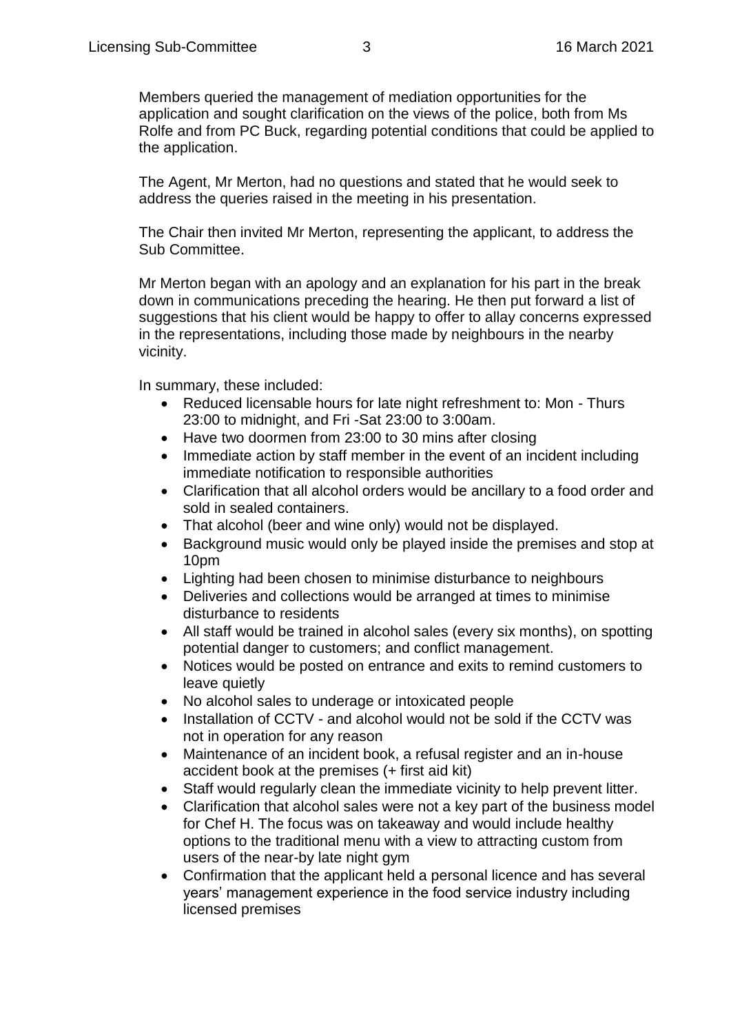Members queried the management of mediation opportunities for the application and sought clarification on the views of the police, both from Ms Rolfe and from PC Buck, regarding potential conditions that could be applied to the application.

The Agent, Mr Merton, had no questions and stated that he would seek to address the queries raised in the meeting in his presentation.

The Chair then invited Mr Merton, representing the applicant, to address the Sub Committee.

Mr Merton began with an apology and an explanation for his part in the break down in communications preceding the hearing. He then put forward a list of suggestions that his client would be happy to offer to allay concerns expressed in the representations, including those made by neighbours in the nearby vicinity.

In summary, these included:

- Reduced licensable hours for late night refreshment to: Mon - Thurs 23:00 to midnight, and Fri -Sat 23:00 to 3:00am.
- Have two doormen from 23:00 to 30 mins after closing
- Immediate action by staff member in the event of an incident including immediate notification to responsible authorities
- Clarification that all alcohol orders would be ancillary to a food order and sold in sealed containers.
- That alcohol (beer and wine only) would not be displayed.
- Background music would only be played inside the premises and stop at 10pm
- Lighting had been chosen to minimise disturbance to neighbours
- Deliveries and collections would be arranged at times to minimise disturbance to residents
- All staff would be trained in alcohol sales (every six months), on spotting potential danger to customers; and conflict management.
- Notices would be posted on entrance and exits to remind customers to leave quietly
- No alcohol sales to underage or intoxicated people
- Installation of CCTV - and alcohol would not be sold if the CCTV was not in operation for any reason
- Maintenance of an incident book, a refusal register and an in-house accident book at the premises (+ first aid kit)
- Staff would regularly clean the immediate vicinity to help prevent litter.
- Clarification that alcohol sales were not a key part of the business model for Chef H. The focus was on takeaway and would include healthy options to the traditional menu with a view to attracting custom from users of the near-by late night gym
- Confirmation that the applicant held a personal licence and has several years' management experience in the food service industry including licensed premises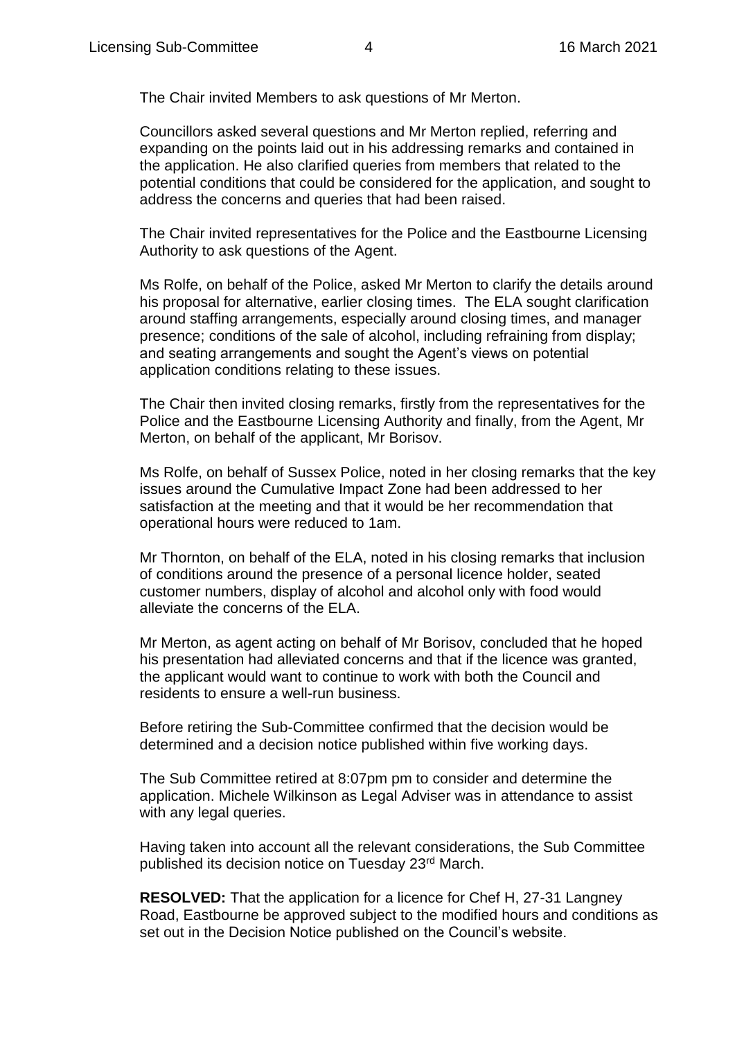The Chair invited Members to ask questions of Mr Merton.

Councillors asked several questions and Mr Merton replied, referring and expanding on the points laid out in his addressing remarks and contained in the application. He also clarified queries from members that related to the potential conditions that could be considered for the application, and sought to address the concerns and queries that had been raised.

The Chair invited representatives for the Police and the Eastbourne Licensing Authority to ask questions of the Agent.

Ms Rolfe, on behalf of the Police, asked Mr Merton to clarify the details around his proposal for alternative, earlier closing times. The ELA sought clarification around staffing arrangements, especially around closing times, and manager presence; conditions of the sale of alcohol, including refraining from display; and seating arrangements and sought the Agent's views on potential application conditions relating to these issues.

The Chair then invited closing remarks, firstly from the representatives for the Police and the Eastbourne Licensing Authority and finally, from the Agent, Mr Merton, on behalf of the applicant, Mr Borisov.

Ms Rolfe, on behalf of Sussex Police, noted in her closing remarks that the key issues around the Cumulative Impact Zone had been addressed to her satisfaction at the meeting and that it would be her recommendation that operational hours were reduced to 1am.

Mr Thornton, on behalf of the ELA, noted in his closing remarks that inclusion of conditions around the presence of a personal licence holder, seated customer numbers, display of alcohol and alcohol only with food would alleviate the concerns of the ELA.

Mr Merton, as agent acting on behalf of Mr Borisov, concluded that he hoped his presentation had alleviated concerns and that if the licence was granted, the applicant would want to continue to work with both the Council and residents to ensure a well-run business.

Before retiring the Sub-Committee confirmed that the decision would be determined and a decision notice published within five working days.

The Sub Committee retired at 8:07pm pm to consider and determine the application. Michele Wilkinson as Legal Adviser was in attendance to assist with any legal queries.

Having taken into account all the relevant considerations, the Sub Committee published its decision notice on Tuesday 23rd March.

**RESOLVED:** That the application for a licence for Chef H, 27-31 Langney Road, Eastbourne be approved subject to the modified hours and conditions as set out in the Decision Notice published on the Council's website.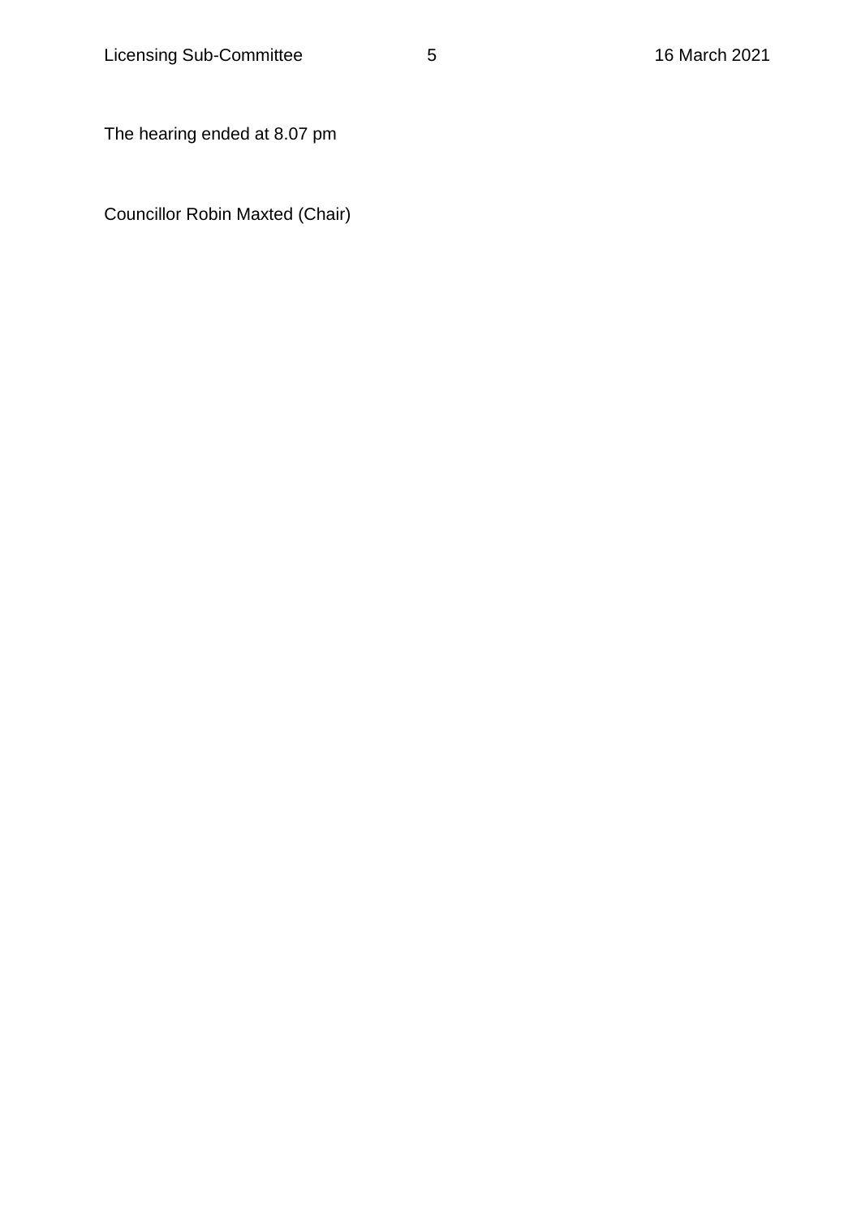The hearing ended at 8.07 pm

Councillor Robin Maxted (Chair)